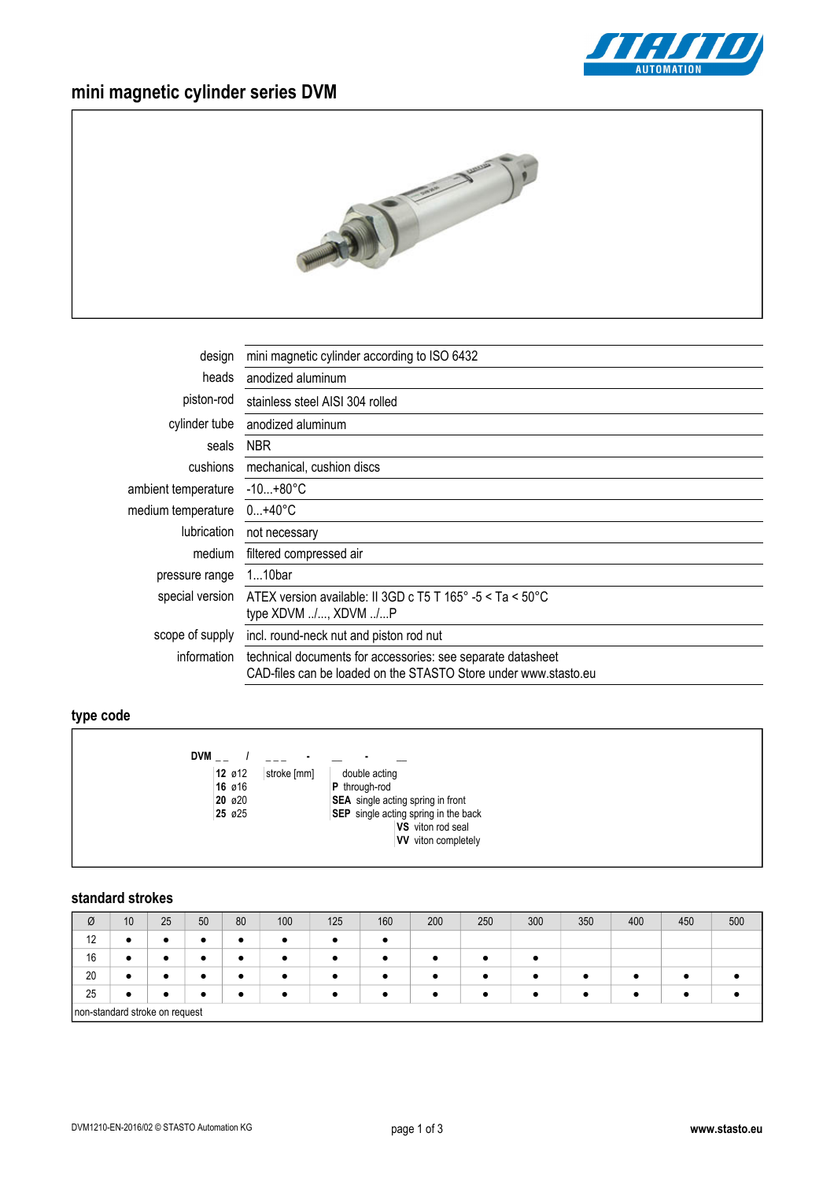# mini magnetic cylinder series DVM

| | |
|---|---|
| design | mini magnetic cylinder according to ISO 6432 |
| heads | anodized aluminum |
| piston-rod | stainless steel AISI 304 rolled |
| cylinder tube | anodized aluminum |
| seals | NBR |
| cushions | mechanical, cushion discs |
| ambient temperature | -10...+80°C |
| medium temperature | 0...+40°C |
| lubrication | not necessary |
| medium | filtered compressed air |
| pressure range | 1...10bar |
| special version | ATEX version available: II 3GD c T5 T 165° -5 < Ta < 50°C<br>type XDVM ../..., XDVM ../...P |
| scope of supply | incl. round-neck nut and piston rod nut |
| information | technical documents for accessories: see separate datasheet<br>CAD-files can be loaded on the STASTO Store under www.stasto.eu |

## type code

```
DVM _ _   /   _ _ _   -   __   -   __
    12 ø12    stroke [mm]   double acting
    16 ø16                  P   through-rod
    20 ø20                  SEA single acting spring in front
    25 ø25                  SEP single acting spring in the back
                                  VS viton rod seal
                                  VV viton completely
```

## standard strokes

| Ø | 10 | 25 | 50 | 80 | 100 | 125 | 160 | 200 | 250 | 300 | 350 | 400 | 450 | 500 |
|---|---|---|---|---|---|---|---|---|---|---|---|---|---|---|
| 12 | ● | ● | ● | ● | ● | ● | ● | | | | | | | |
| 16 | ● | ● | ● | ● | ● | ● | ● | ● | ● | ● | | | | |
| 20 | ● | ● | ● | ● | ● | ● | ● | ● | ● | ● | ● | ● | ● | ● |
| 25 | ● | ● | ● | ● | ● | ● | ● | ● | ● | ● | ● | ● | ● | ● |

non-standard stroke on request

DVM1210-EN-2016/02 © STASTO Automation KG

www.stasto.eu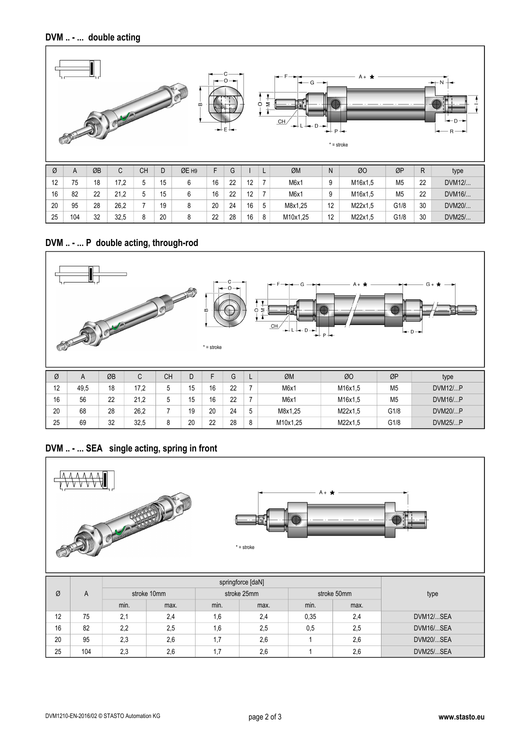## DVM .. - ... double acting

* = stroke

| Ø | A | ØB | C | CH | D | ØE H9 | F | G | I | L | ØM | N | ØO | ØP | R | type |
|---|---|---|---|---|---|---|---|---|---|---|---|---|---|---|---|---|
| 12 | 75 | 18 | 17,2 | 5 | 15 | 6 | 16 | 22 | 12 | 7 | M6x1 | 9 | M16x1,5 | M5 | 22 | DVM12/... |
| 16 | 82 | 22 | 21,2 | 5 | 15 | 6 | 16 | 22 | 12 | 7 | M6x1 | 9 | M16x1,5 | M5 | 22 | DVM16/... |
| 20 | 95 | 28 | 26,2 | 7 | 19 | 8 | 20 | 24 | 16 | 5 | M8x1,25 | 12 | M22x1,5 | G1/8 | 30 | DVM20/... |
| 25 | 104 | 32 | 32,5 | 8 | 20 | 8 | 22 | 28 | 16 | 8 | M10x1,25 | 12 | M22x1,5 | G1/8 | 30 | DVM25/... |

## DVM .. - ... P double acting, through-rod

* = stroke

| Ø | A | ØB | C | CH | D | F | G | L | ØM | ØO | ØP | type |
|---|---|---|---|---|---|---|---|---|---|---|---|---|
| 12 | 49,5 | 18 | 17,2 | 5 | 15 | 16 | 22 | 7 | M6x1 | M16x1,5 | M5 | DVM12/...P |
| 16 | 56 | 22 | 21,2 | 5 | 15 | 16 | 22 | 7 | M6x1 | M16x1,5 | M5 | DVM16/...P |
| 20 | 68 | 28 | 26,2 | 7 | 19 | 20 | 24 | 5 | M8x1,25 | M22x1,5 | G1/8 | DVM20/...P |
| 25 | 69 | 32 | 32,5 | 8 | 20 | 22 | 28 | 8 | M10x1,25 | M22x1,5 | G1/8 | DVM25/...P |

## DVM .. - ... SEA single acting, spring in front

* = stroke

| Ø | A | springforce [daN] | | | | | | type |
|---|---|---|---|---|---|---|---|---|
| | | stroke 10mm | | stroke 25mm | | stroke 50mm | | |
| | | min. | max. | min. | max. | min. | max. | |
| 12 | 75 | 2,1 | 2,4 | 1,6 | 2,4 | 0,35 | 2,4 | DVM12/...SEA |
| 16 | 82 | 2,2 | 2,5 | 1,6 | 2,5 | 0,5 | 2,5 | DVM16/...SEA |
| 20 | 95 | 2,3 | 2,6 | 1,7 | 2,6 | 1 | 2,6 | DVM20/...SEA |
| 25 | 104 | 2,3 | 2,6 | 1,7 | 2,6 | 1 | 2,6 | DVM25/...SEA |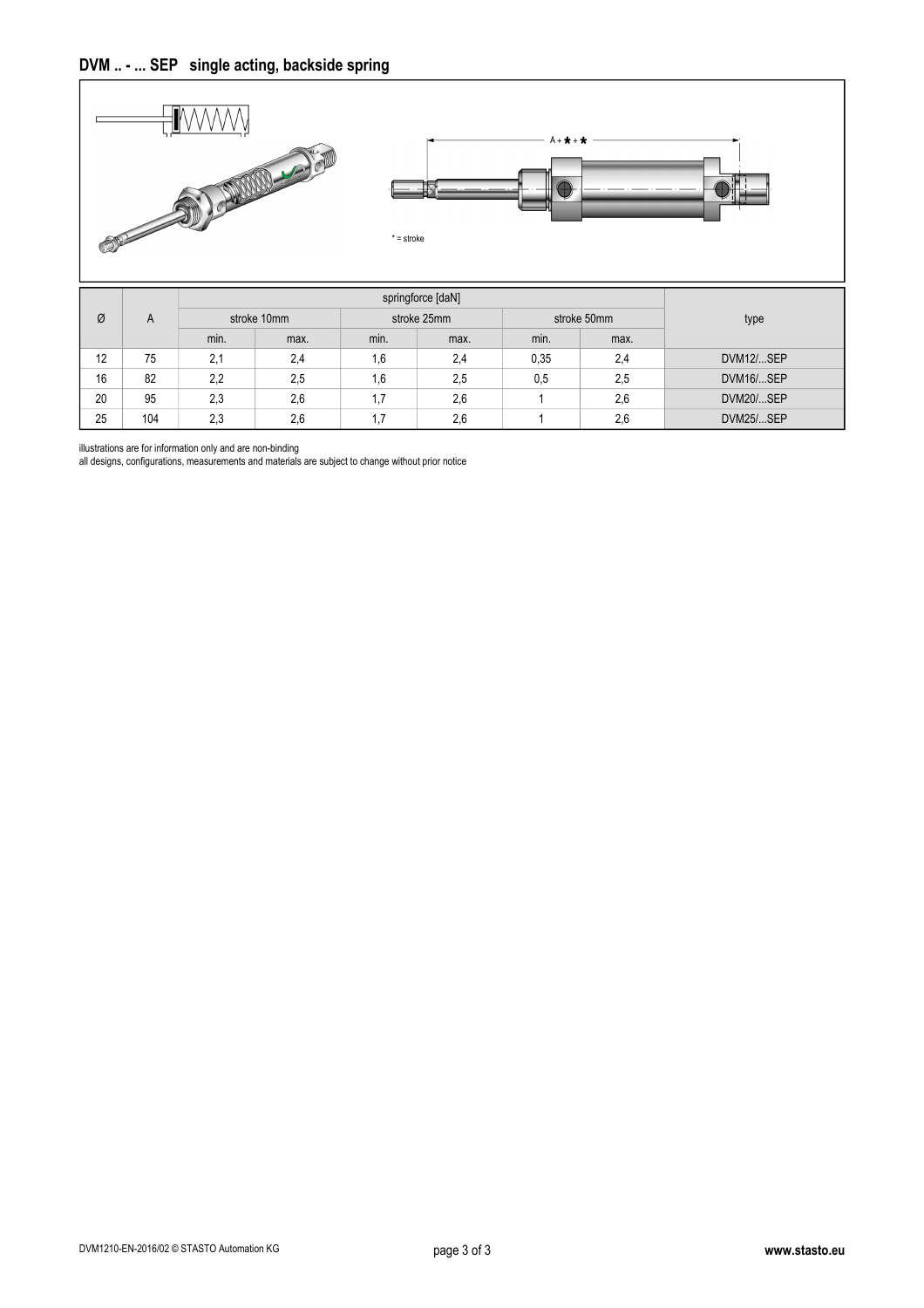## DVM .. - ... SEP single acting, backside spring

A + * + *

* = stroke

| Ø | A | springforce [daN] | | | | | | type |
|---|---|---|---|---|---|---|---|---|
| | | stroke 10mm | | stroke 25mm | | stroke 50mm | | |
| | | min. | max. | min. | max. | min. | max. | |
| 12 | 75 | 2,1 | 2,4 | 1,6 | 2,4 | 0,35 | 2,4 | DVM12/...SEP |
| 16 | 82 | 2,2 | 2,5 | 1,6 | 2,5 | 0,5 | 2,5 | DVM16/...SEP |
| 20 | 95 | 2,3 | 2,6 | 1,7 | 2,6 | 1 | 2,6 | DVM20/...SEP |
| 25 | 104 | 2,3 | 2,6 | 1,7 | 2,6 | 1 | 2,6 | DVM25/...SEP |

illustrations are for information only and are non-binding
all designs, configurations, measurements and materials are subject to change without prior notice

DVM1210-EN-2016/02 © STASTO Automation KG

www.stasto.eu